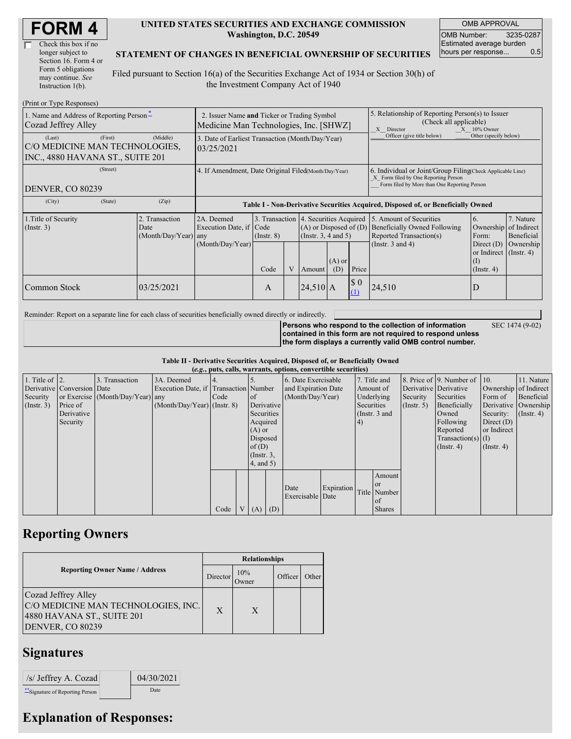# FORM 4

☐ Check this box if no longer subject to Section 16. Form 4 or Form 5 obligations may continue. *See* Instruction 1(b).

**UNITED STATES SECURITIES AND EXCHANGE COMMISSION**
**Washington, D.C. 20549**

**STATEMENT OF CHANGES IN BENEFICIAL OWNERSHIP OF SECURITIES**

Filed pursuant to Section 16(a) of the Securities Exchange Act of 1934 or Section 30(h) of the Investment Company Act of 1940

| OMB APPROVAL | |
|---|---|
| OMB Number: | 3235-0287 |
| Estimated average burden hours per response... | 0.5 |

(Print or Type Responses)

| 1. Name and Address of Reporting Person* | 2. Issuer Name and Ticker or Trading Symbol | 5. Relationship of Reporting Person(s) to Issuer (Check all applicable) |
|---|---|---|
| Cozad Jeffrey Alley | Medicine Man Technologies, Inc. [SHWZ] | _X_ Director _X_ 10% Owner ___ Officer (give title below) ___ Other (specify below) |
| (Last) (First) (Middle) C/O MEDICINE MAN TECHNOLOGIES, INC., 4880 HAVANA ST., SUITE 201 | 3. Date of Earliest Transaction (Month/Day/Year) 03/25/2021 | |
| (Street) DENVER, CO 80239 | 4. If Amendment, Date Original Filed (Month/Day/Year) | 6. Individual or Joint/Group Filing (Check Applicable Line) _X_ Form filed by One Reporting Person ___ Form filed by More than One Reporting Person |
| (City) (State) (Zip) | | |

**Table I - Non-Derivative Securities Acquired, Disposed of, or Beneficially Owned**

| 1.Title of Security (Instr. 3) | 2. Transaction Date (Month/Day/Year) | 2A. Deemed Execution Date, if any (Month/Day/Year) | 3. Transaction Code (Instr. 8) | | 4. Securities Acquired (A) or Disposed of (D) (Instr. 3, 4 and 5) | | | 5. Amount of Securities Beneficially Owned Following Reported Transaction(s) (Instr. 3 and 4) | 6. Ownership Form: Direct (D) or Indirect (I) (Instr. 4) | 7. Nature of Indirect Beneficial Ownership (Instr. 4) |
|---|---|---|---|---|---|---|---|---|---|---|
| | | | Code | V | Amount | (A) or (D) | Price | | | |
| Common Stock | 03/25/2021 | | A | | 24,510 | A | $ 0 [(1)] | 24,510 | D | |

Reminder: Report on a separate line for each class of securities beneficially owned directly or indirectly.

**Persons who respond to the collection of information contained in this form are not required to respond unless the form displays a currently valid OMB control number.** SEC 1474 (9-02)

**Table II - Derivative Securities Acquired, Disposed of, or Beneficially Owned**
**(*e.g.*, puts, calls, warrants, options, convertible securities)**

| 1. Title of Derivative Security (Instr. 3) | 2. Conversion or Exercise Price of Derivative Security | 3. Transaction Date (Month/Day/Year) | 3A. Deemed Execution Date, if any (Month/Day/Year) | 4. Transaction Code (Instr. 8) | | 5. Number of Derivative Securities Acquired (A) or Disposed of (D) (Instr. 3, 4, and 5) | | 6. Date Exercisable and Expiration Date (Month/Day/Year) | | 7. Title and Amount of Underlying Securities (Instr. 3 and 4) | | 8. Price of Derivative Security (Instr. 5) | 9. Number of Derivative Securities Beneficially Owned Following Reported Transaction(s) (Instr. 4) | 10. Ownership Form of Derivative Security: Direct (D) or Indirect (I) (Instr. 4) | 11. Nature of Indirect Beneficial Ownership (Instr. 4) |
|---|---|---|---|---|---|---|---|---|---|---|---|---|---|---|---|
| | | | | Code | V | (A) | (D) | Date Exercisable | Expiration Date | Title | Amount or Number of Shares | | | | |

## Reporting Owners

| Reporting Owner Name / Address | Relationships | | | |
|---|---|---|---|---|
| | Director | 10% Owner | Officer | Other |
| Cozad Jeffrey Alley C/O MEDICINE MAN TECHNOLOGIES, INC. 4880 HAVANA ST., SUITE 201 DENVER, CO 80239 | X | X | | |

## Signatures

| /s/ Jeffrey A. Cozad | | 04/30/2021 |
|---|---|---|
| **Signature of Reporting Person | | Date |

## Explanation of Responses: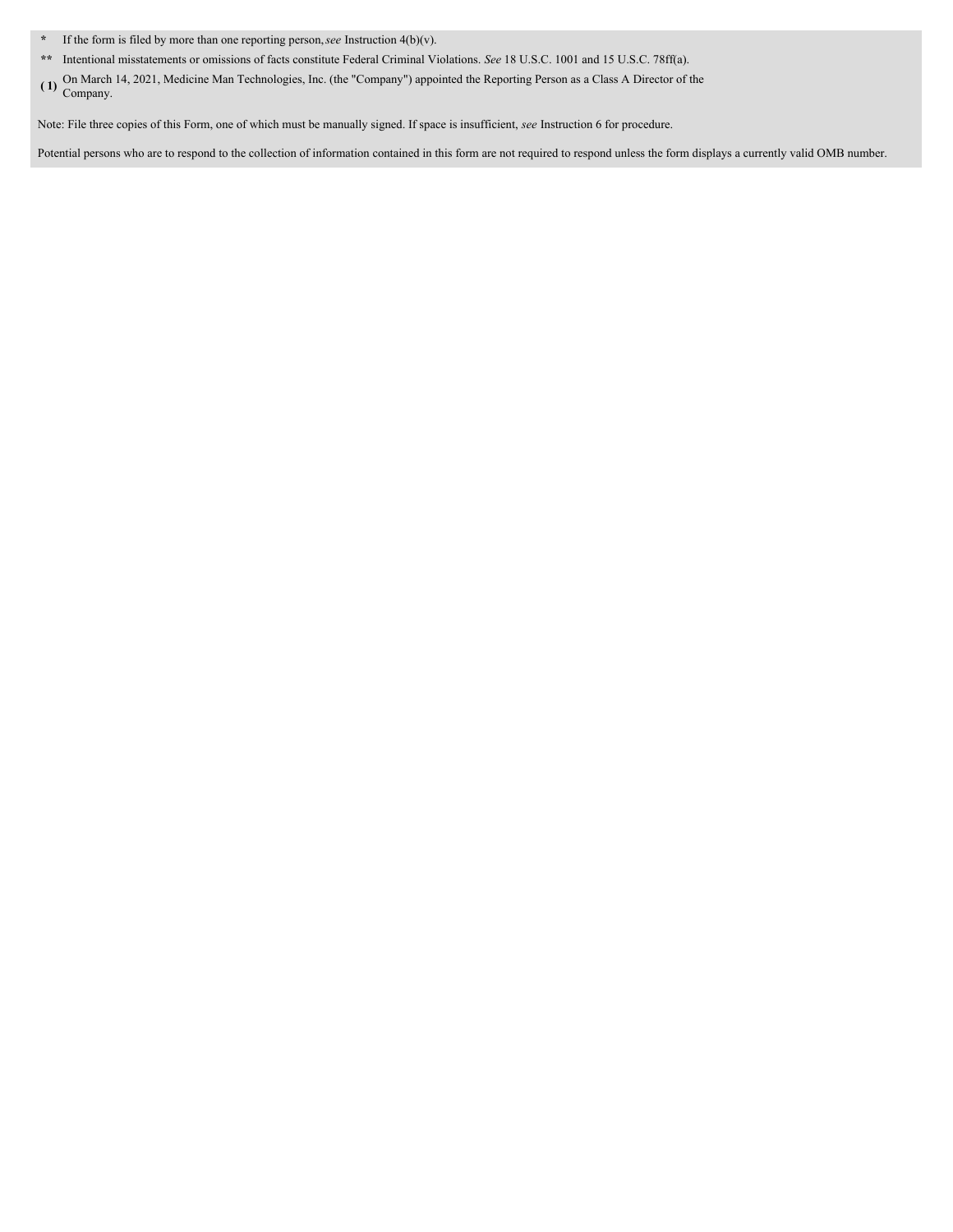* If the form is filed by more than one reporting person, *see* Instruction 4(b)(v).

** Intentional misstatements or omissions of facts constitute Federal Criminal Violations. *See* 18 U.S.C. 1001 and 15 U.S.C. 78ff(a).

(1) On March 14, 2021, Medicine Man Technologies, Inc. (the "Company") appointed the Reporting Person as a Class A Director of the Company.

Note: File three copies of this Form, one of which must be manually signed. If space is insufficient, *see* Instruction 6 for procedure.

Potential persons who are to respond to the collection of information contained in this form are not required to respond unless the form displays a currently valid OMB number.